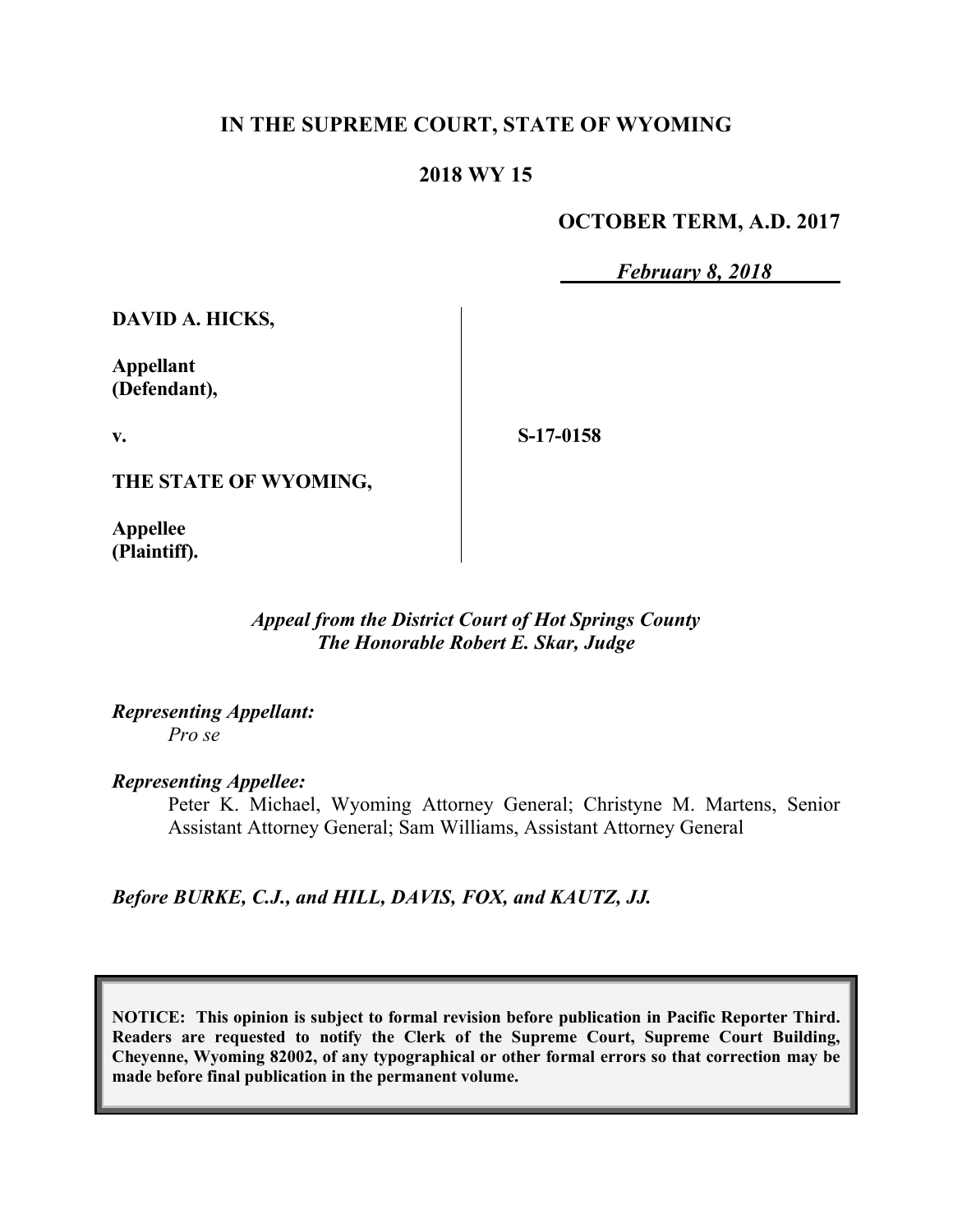**IN THE SUPREME COURT, STATE OF WYOMING**

**2018 WY 15**

**OCTOBER TERM, A.D. 2017**

***February 8, 2018***

**DAVID A. HICKS,**

**Appellant (Defendant),**

**v.**

**S-17-0158**

**THE STATE OF WYOMING,**

**Appellee (Plaintiff).**

*Appeal from the District Court of Hot Springs County*
*The Honorable Robert E. Skar, Judge*

*Representing Appellant:*
*Pro se*

*Representing Appellee:*
Peter K. Michael, Wyoming Attorney General; Christyne M. Martens, Senior Assistant Attorney General; Sam Williams, Assistant Attorney General

*Before BURKE, C.J., and HILL, DAVIS, FOX, and KAUTZ, JJ.*

**NOTICE: This opinion is subject to formal revision before publication in Pacific Reporter Third. Readers are requested to notify the Clerk of the Supreme Court, Supreme Court Building, Cheyenne, Wyoming 82002, of any typographical or other formal errors so that correction may be made before final publication in the permanent volume.**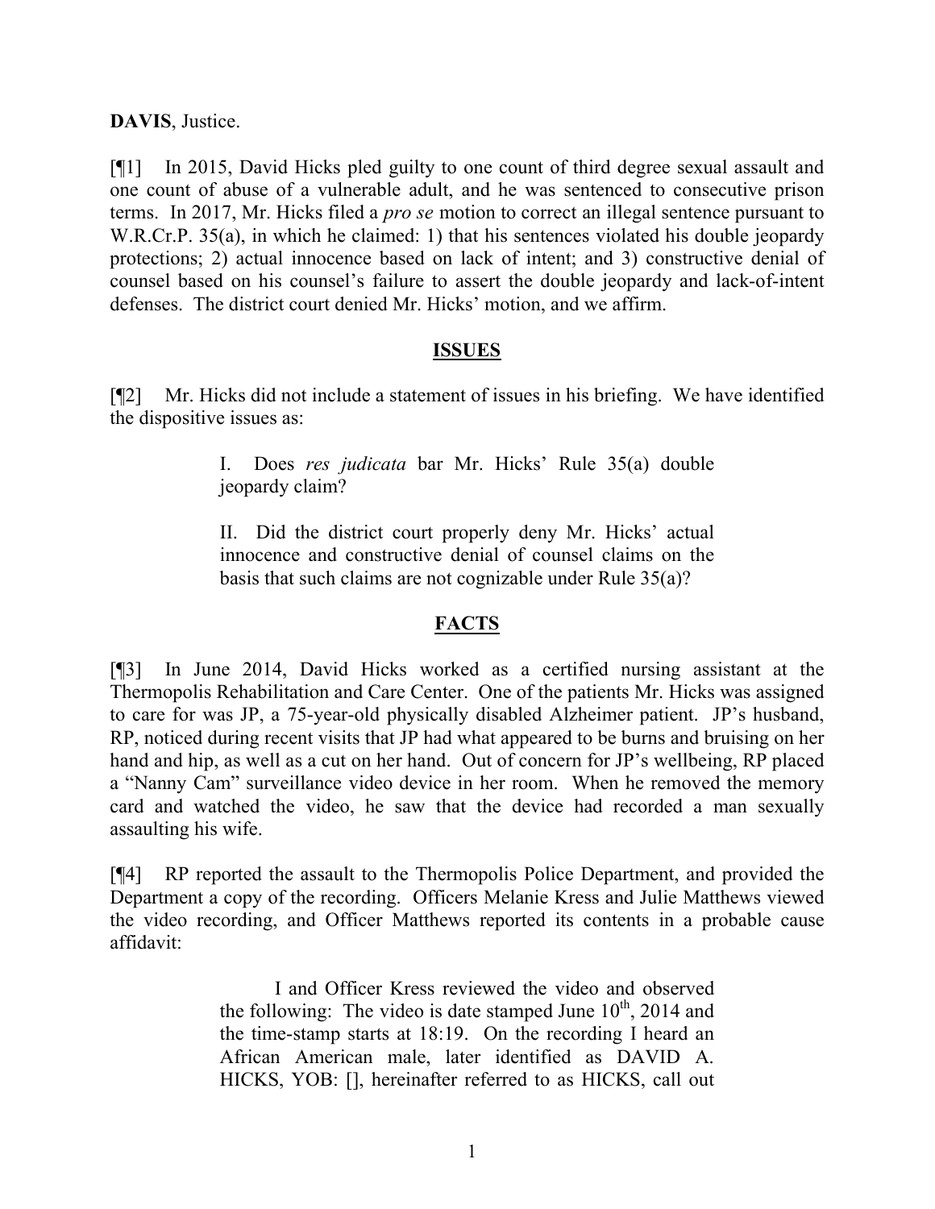**DAVIS**, Justice.

[¶1] In 2015, David Hicks pled guilty to one count of third degree sexual assault and one count of abuse of a vulnerable adult, and he was sentenced to consecutive prison terms. In 2017, Mr. Hicks filed a *pro se* motion to correct an illegal sentence pursuant to W.R.Cr.P. 35(a), in which he claimed: 1) that his sentences violated his double jeopardy protections; 2) actual innocence based on lack of intent; and 3) constructive denial of counsel based on his counsel's failure to assert the double jeopardy and lack-of-intent defenses. The district court denied Mr. Hicks' motion, and we affirm.

## ISSUES

[¶2] Mr. Hicks did not include a statement of issues in his briefing. We have identified the dispositive issues as:

> I. Does *res judicata* bar Mr. Hicks' Rule 35(a) double jeopardy claim?
>
> II. Did the district court properly deny Mr. Hicks' actual innocence and constructive denial of counsel claims on the basis that such claims are not cognizable under Rule 35(a)?

## FACTS

[¶3] In June 2014, David Hicks worked as a certified nursing assistant at the Thermopolis Rehabilitation and Care Center. One of the patients Mr. Hicks was assigned to care for was JP, a 75-year-old physically disabled Alzheimer patient. JP's husband, RP, noticed during recent visits that JP had what appeared to be burns and bruising on her hand and hip, as well as a cut on her hand. Out of concern for JP's wellbeing, RP placed a "Nanny Cam" surveillance video device in her room. When he removed the memory card and watched the video, he saw that the device had recorded a man sexually assaulting his wife.

[¶4] RP reported the assault to the Thermopolis Police Department, and provided the Department a copy of the recording. Officers Melanie Kress and Julie Matthews viewed the video recording, and Officer Matthews reported its contents in a probable cause affidavit:

> I and Officer Kress reviewed the video and observed the following: The video is date stamped June 10th, 2014 and the time-stamp starts at 18:19. On the recording I heard an African American male, later identified as DAVID A. HICKS, YOB: [], hereinafter referred to as HICKS, call out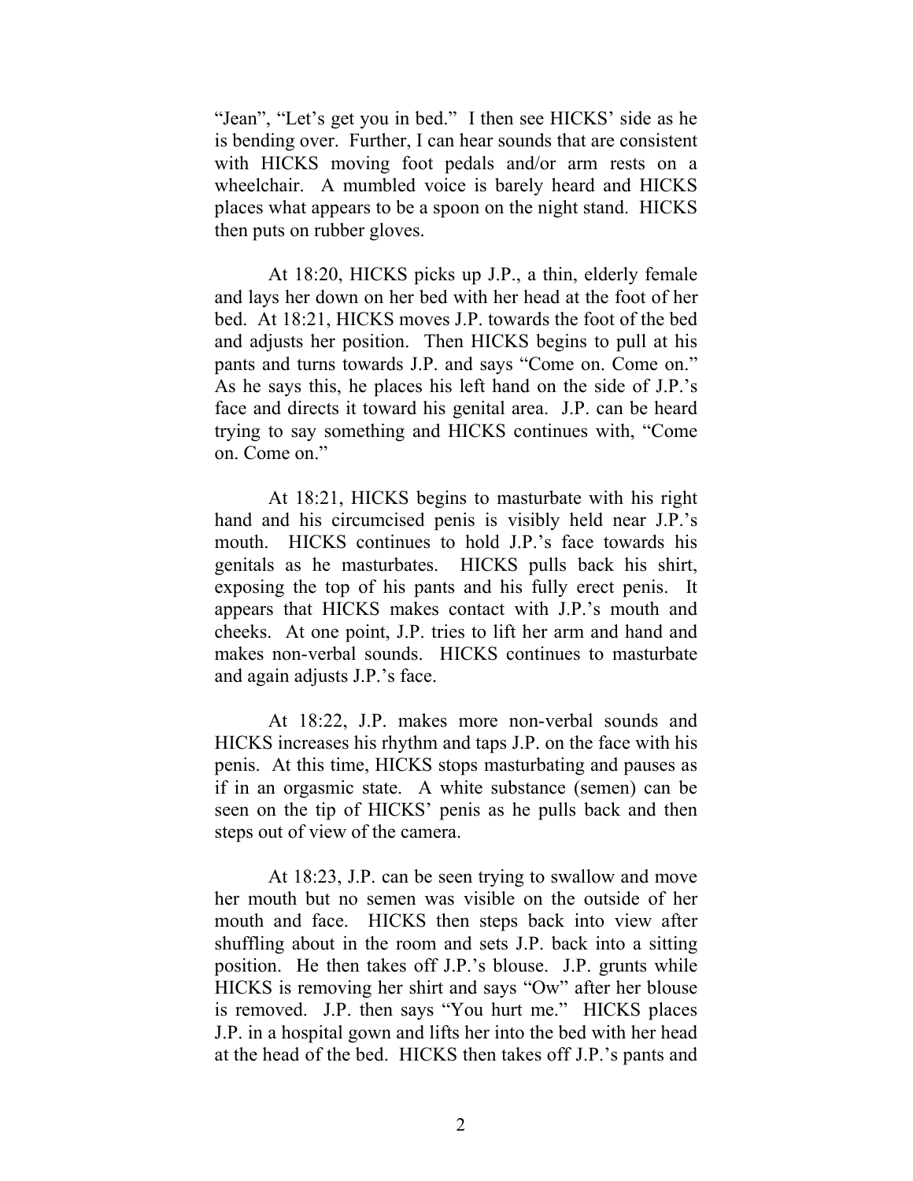"Jean", "Let's get you in bed." I then see HICKS' side as he is bending over. Further, I can hear sounds that are consistent with HICKS moving foot pedals and/or arm rests on a wheelchair. A mumbled voice is barely heard and HICKS places what appears to be a spoon on the night stand. HICKS then puts on rubber gloves.

At 18:20, HICKS picks up J.P., a thin, elderly female and lays her down on her bed with her head at the foot of her bed. At 18:21, HICKS moves J.P. towards the foot of the bed and adjusts her position. Then HICKS begins to pull at his pants and turns towards J.P. and says "Come on. Come on." As he says this, he places his left hand on the side of J.P.'s face and directs it toward his genital area. J.P. can be heard trying to say something and HICKS continues with, "Come on. Come on."

At 18:21, HICKS begins to masturbate with his right hand and his circumcised penis is visibly held near J.P.'s mouth. HICKS continues to hold J.P.'s face towards his genitals as he masturbates. HICKS pulls back his shirt, exposing the top of his pants and his fully erect penis. It appears that HICKS makes contact with J.P.'s mouth and cheeks. At one point, J.P. tries to lift her arm and hand and makes non-verbal sounds. HICKS continues to masturbate and again adjusts J.P.'s face.

At 18:22, J.P. makes more non-verbal sounds and HICKS increases his rhythm and taps J.P. on the face with his penis. At this time, HICKS stops masturbating and pauses as if in an orgasmic state. A white substance (semen) can be seen on the tip of HICKS' penis as he pulls back and then steps out of view of the camera.

At 18:23, J.P. can be seen trying to swallow and move her mouth but no semen was visible on the outside of her mouth and face. HICKS then steps back into view after shuffling about in the room and sets J.P. back into a sitting position. He then takes off J.P.'s blouse. J.P. grunts while HICKS is removing her shirt and says "Ow" after her blouse is removed. J.P. then says "You hurt me." HICKS places J.P. in a hospital gown and lifts her into the bed with her head at the head of the bed. HICKS then takes off J.P.'s pants and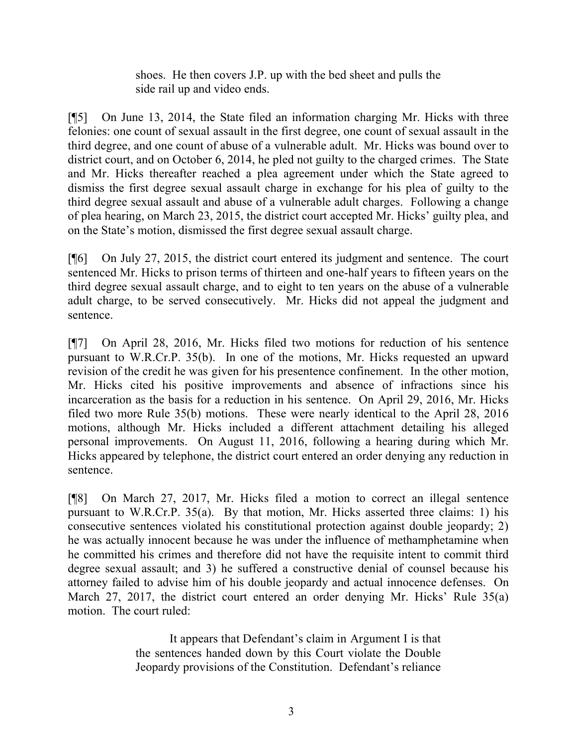> shoes. He then covers J.P. up with the bed sheet and pulls the side rail up and video ends.

[¶5] On June 13, 2014, the State filed an information charging Mr. Hicks with three felonies: one count of sexual assault in the first degree, one count of sexual assault in the third degree, and one count of abuse of a vulnerable adult. Mr. Hicks was bound over to district court, and on October 6, 2014, he pled not guilty to the charged crimes. The State and Mr. Hicks thereafter reached a plea agreement under which the State agreed to dismiss the first degree sexual assault charge in exchange for his plea of guilty to the third degree sexual assault and abuse of a vulnerable adult charges. Following a change of plea hearing, on March 23, 2015, the district court accepted Mr. Hicks' guilty plea, and on the State's motion, dismissed the first degree sexual assault charge.

[¶6] On July 27, 2015, the district court entered its judgment and sentence. The court sentenced Mr. Hicks to prison terms of thirteen and one-half years to fifteen years on the third degree sexual assault charge, and to eight to ten years on the abuse of a vulnerable adult charge, to be served consecutively. Mr. Hicks did not appeal the judgment and sentence.

[¶7] On April 28, 2016, Mr. Hicks filed two motions for reduction of his sentence pursuant to W.R.Cr.P. 35(b). In one of the motions, Mr. Hicks requested an upward revision of the credit he was given for his presentence confinement. In the other motion, Mr. Hicks cited his positive improvements and absence of infractions since his incarceration as the basis for a reduction in his sentence. On April 29, 2016, Mr. Hicks filed two more Rule 35(b) motions. These were nearly identical to the April 28, 2016 motions, although Mr. Hicks included a different attachment detailing his alleged personal improvements. On August 11, 2016, following a hearing during which Mr. Hicks appeared by telephone, the district court entered an order denying any reduction in sentence.

[¶8] On March 27, 2017, Mr. Hicks filed a motion to correct an illegal sentence pursuant to W.R.Cr.P. 35(a). By that motion, Mr. Hicks asserted three claims: 1) his consecutive sentences violated his constitutional protection against double jeopardy; 2) he was actually innocent because he was under the influence of methamphetamine when he committed his crimes and therefore did not have the requisite intent to commit third degree sexual assault; and 3) he suffered a constructive denial of counsel because his attorney failed to advise him of his double jeopardy and actual innocence defenses. On March 27, 2017, the district court entered an order denying Mr. Hicks' Rule 35(a) motion. The court ruled:

> It appears that Defendant's claim in Argument I is that the sentences handed down by this Court violate the Double Jeopardy provisions of the Constitution. Defendant's reliance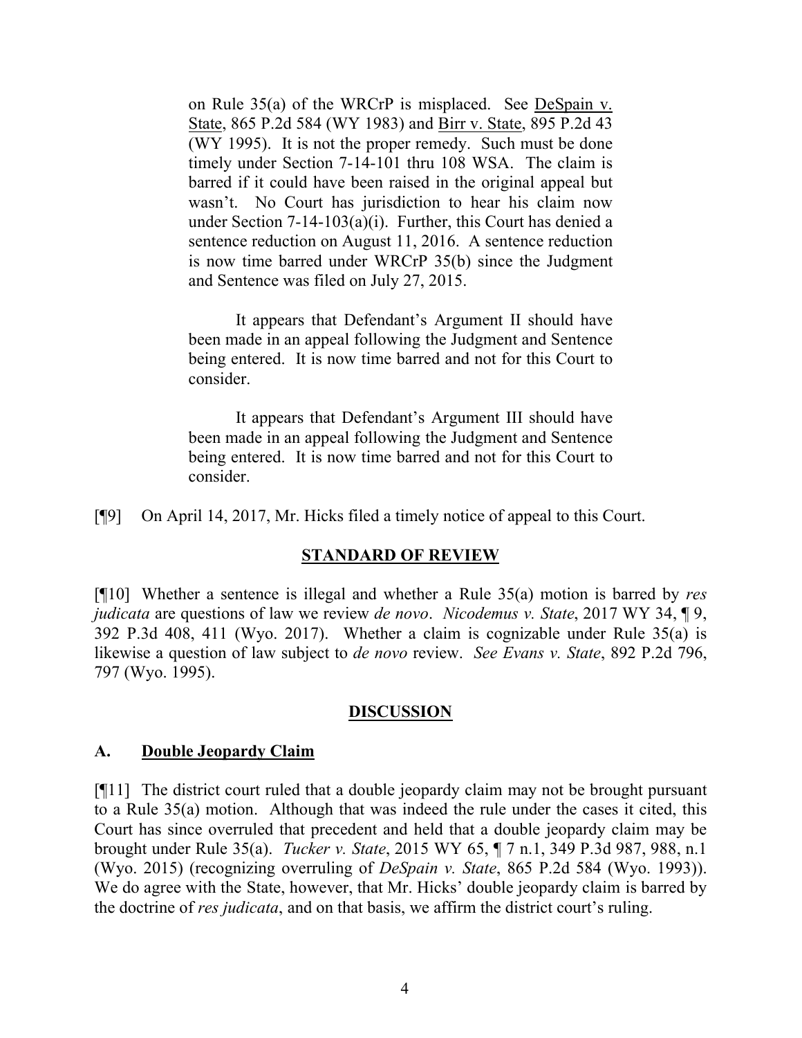on Rule 35(a) of the WRCrP is misplaced. See DeSpain v. State, 865 P.2d 584 (WY 1983) and Birr v. State, 895 P.2d 43 (WY 1995). It is not the proper remedy. Such must be done timely under Section 7-14-101 thru 108 WSA. The claim is barred if it could have been raised in the original appeal but wasn't. No Court has jurisdiction to hear his claim now under Section 7-14-103(a)(i). Further, this Court has denied a sentence reduction on August 11, 2016. A sentence reduction is now time barred under WRCrP 35(b) since the Judgment and Sentence was filed on July 27, 2015.

> It appears that Defendant's Argument II should have been made in an appeal following the Judgment and Sentence being entered. It is now time barred and not for this Court to consider.
>
> It appears that Defendant's Argument III should have been made in an appeal following the Judgment and Sentence being entered. It is now time barred and not for this Court to consider.

[¶9] On April 14, 2017, Mr. Hicks filed a timely notice of appeal to this Court.

## STANDARD OF REVIEW

[¶10] Whether a sentence is illegal and whether a Rule 35(a) motion is barred by *res judicata* are questions of law we review *de novo*. *Nicodemus v. State*, 2017 WY 34, ¶ 9, 392 P.3d 408, 411 (Wyo. 2017). Whether a claim is cognizable under Rule 35(a) is likewise a question of law subject to *de novo* review. *See Evans v. State*, 892 P.2d 796, 797 (Wyo. 1995).

## DISCUSSION

### A. Double Jeopardy Claim

[¶11] The district court ruled that a double jeopardy claim may not be brought pursuant to a Rule 35(a) motion. Although that was indeed the rule under the cases it cited, this Court has since overruled that precedent and held that a double jeopardy claim may be brought under Rule 35(a). *Tucker v. State*, 2015 WY 65, ¶ 7 n.1, 349 P.3d 987, 988, n.1 (Wyo. 2015) (recognizing overruling of *DeSpain v. State*, 865 P.2d 584 (Wyo. 1993)). We do agree with the State, however, that Mr. Hicks' double jeopardy claim is barred by the doctrine of *res judicata*, and on that basis, we affirm the district court's ruling.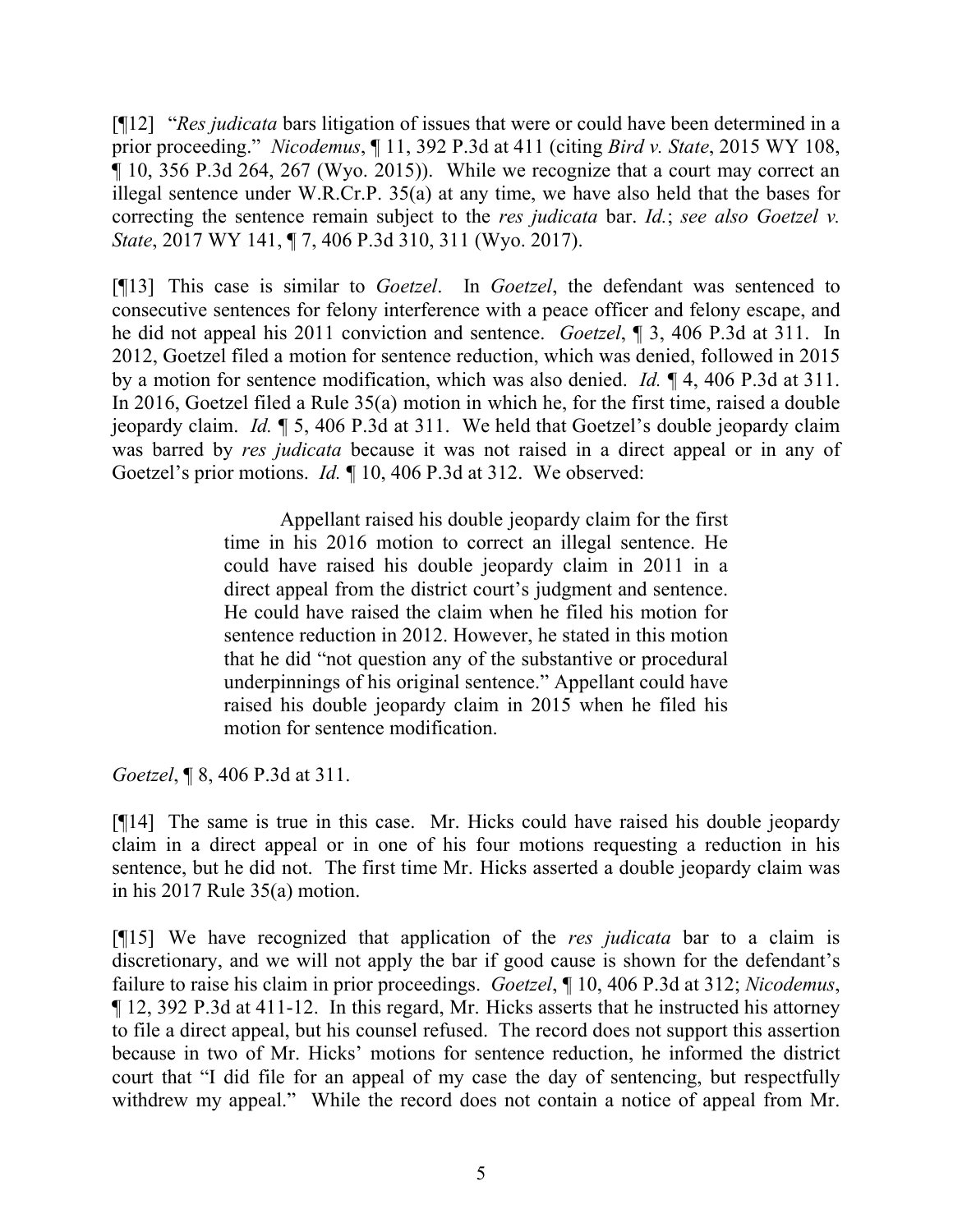[¶12] "*Res judicata* bars litigation of issues that were or could have been determined in a prior proceeding." *Nicodemus*, ¶ 11, 392 P.3d at 411 (citing *Bird v. State*, 2015 WY 108, ¶ 10, 356 P.3d 264, 267 (Wyo. 2015)). While we recognize that a court may correct an illegal sentence under W.R.Cr.P. 35(a) at any time, we have also held that the bases for correcting the sentence remain subject to the *res judicata* bar. *Id.*; *see also Goetzel v. State*, 2017 WY 141, ¶ 7, 406 P.3d 310, 311 (Wyo. 2017).

[¶13] This case is similar to *Goetzel*. In *Goetzel*, the defendant was sentenced to consecutive sentences for felony interference with a peace officer and felony escape, and he did not appeal his 2011 conviction and sentence. *Goetzel*, ¶ 3, 406 P.3d at 311. In 2012, Goetzel filed a motion for sentence reduction, which was denied, followed in 2015 by a motion for sentence modification, which was also denied. *Id.* ¶ 4, 406 P.3d at 311. In 2016, Goetzel filed a Rule 35(a) motion in which he, for the first time, raised a double jeopardy claim. *Id.* ¶ 5, 406 P.3d at 311. We held that Goetzel's double jeopardy claim was barred by *res judicata* because it was not raised in a direct appeal or in any of Goetzel's prior motions. *Id.* ¶ 10, 406 P.3d at 312. We observed:

> Appellant raised his double jeopardy claim for the first time in his 2016 motion to correct an illegal sentence. He could have raised his double jeopardy claim in 2011 in a direct appeal from the district court's judgment and sentence. He could have raised the claim when he filed his motion for sentence reduction in 2012. However, he stated in this motion that he did "not question any of the substantive or procedural underpinnings of his original sentence." Appellant could have raised his double jeopardy claim in 2015 when he filed his motion for sentence modification.

*Goetzel*, ¶ 8, 406 P.3d at 311.

[¶14] The same is true in this case. Mr. Hicks could have raised his double jeopardy claim in a direct appeal or in one of his four motions requesting a reduction in his sentence, but he did not. The first time Mr. Hicks asserted a double jeopardy claim was in his 2017 Rule 35(a) motion.

[¶15] We have recognized that application of the *res judicata* bar to a claim is discretionary, and we will not apply the bar if good cause is shown for the defendant's failure to raise his claim in prior proceedings. *Goetzel*, ¶ 10, 406 P.3d at 312; *Nicodemus*, ¶ 12, 392 P.3d at 411-12. In this regard, Mr. Hicks asserts that he instructed his attorney to file a direct appeal, but his counsel refused. The record does not support this assertion because in two of Mr. Hicks' motions for sentence reduction, he informed the district court that "I did file for an appeal of my case the day of sentencing, but respectfully withdrew my appeal." While the record does not contain a notice of appeal from Mr.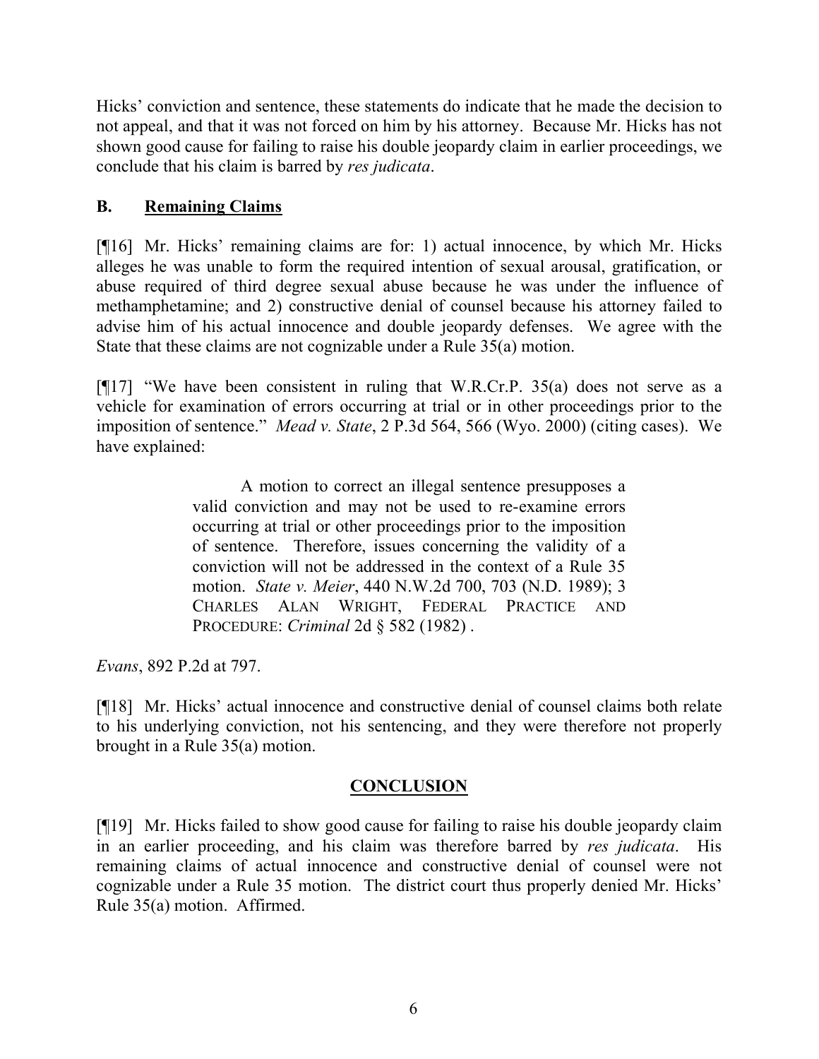Hicks' conviction and sentence, these statements do indicate that he made the decision to not appeal, and that it was not forced on him by his attorney. Because Mr. Hicks has not shown good cause for failing to raise his double jeopardy claim in earlier proceedings, we conclude that his claim is barred by *res judicata*.

## B. **Remaining Claims**

[¶16] Mr. Hicks' remaining claims are for: 1) actual innocence, by which Mr. Hicks alleges he was unable to form the required intention of sexual arousal, gratification, or abuse required of third degree sexual abuse because he was under the influence of methamphetamine; and 2) constructive denial of counsel because his attorney failed to advise him of his actual innocence and double jeopardy defenses. We agree with the State that these claims are not cognizable under a Rule 35(a) motion.

[¶17] "We have been consistent in ruling that W.R.Cr.P. 35(a) does not serve as a vehicle for examination of errors occurring at trial or in other proceedings prior to the imposition of sentence." *Mead v. State*, 2 P.3d 564, 566 (Wyo. 2000) (citing cases). We have explained:

> A motion to correct an illegal sentence presupposes a valid conviction and may not be used to re-examine errors occurring at trial or other proceedings prior to the imposition of sentence. Therefore, issues concerning the validity of a conviction will not be addressed in the context of a Rule 35 motion. *State v. Meier*, 440 N.W.2d 700, 703 (N.D. 1989); 3 CHARLES ALAN WRIGHT, FEDERAL PRACTICE AND PROCEDURE: *Criminal* 2d § 582 (1982) .

*Evans*, 892 P.2d at 797.

[¶18] Mr. Hicks' actual innocence and constructive denial of counsel claims both relate to his underlying conviction, not his sentencing, and they were therefore not properly brought in a Rule 35(a) motion.

## **CONCLUSION**

[¶19] Mr. Hicks failed to show good cause for failing to raise his double jeopardy claim in an earlier proceeding, and his claim was therefore barred by *res judicata*. His remaining claims of actual innocence and constructive denial of counsel were not cognizable under a Rule 35 motion. The district court thus properly denied Mr. Hicks' Rule 35(a) motion. Affirmed.